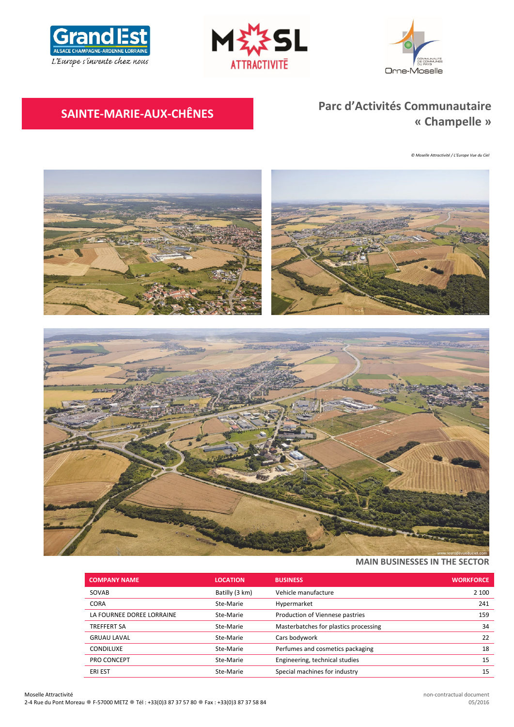# SAINTE-MARIE-AUX-CHÊNES

## Parc d'Activités Communautaire « Champelle »

*© Moselle Attractivité / L'Europe Vue du Ciel*

### MAIN BUSINESSES IN THE SECTOR

| COMPANY NAME | LOCATION | BUSINESS | WORKFORCE |
|---|---|---|---|
| SOVAB | Batilly (3 km) | Vehicle manufacture | 2 100 |
| CORA | Ste-Marie | Hypermarket | 241 |
| LA FOURNEE DOREE LORRAINE | Ste-Marie | Production of Viennese pastries | 159 |
| TREFFERT SA | Ste-Marie | Masterbatches for plastics processing | 34 |
| GRUAU LAVAL | Ste-Marie | Cars bodywork | 22 |
| CONDILUXE | Ste-Marie | Perfumes and cosmetics packaging | 18 |
| PRO CONCEPT | Ste-Marie | Engineering, technical studies | 15 |
| ERI EST | Ste-Marie | Special machines for industry | 15 |

Moselle Attractivité
2-4 Rue du Pont Moreau ● F-57000 METZ ● Tél : +33(0)3 87 37 57 80 ● Fax : +33(0)3 87 37 58 84

non-contractual document
05/2016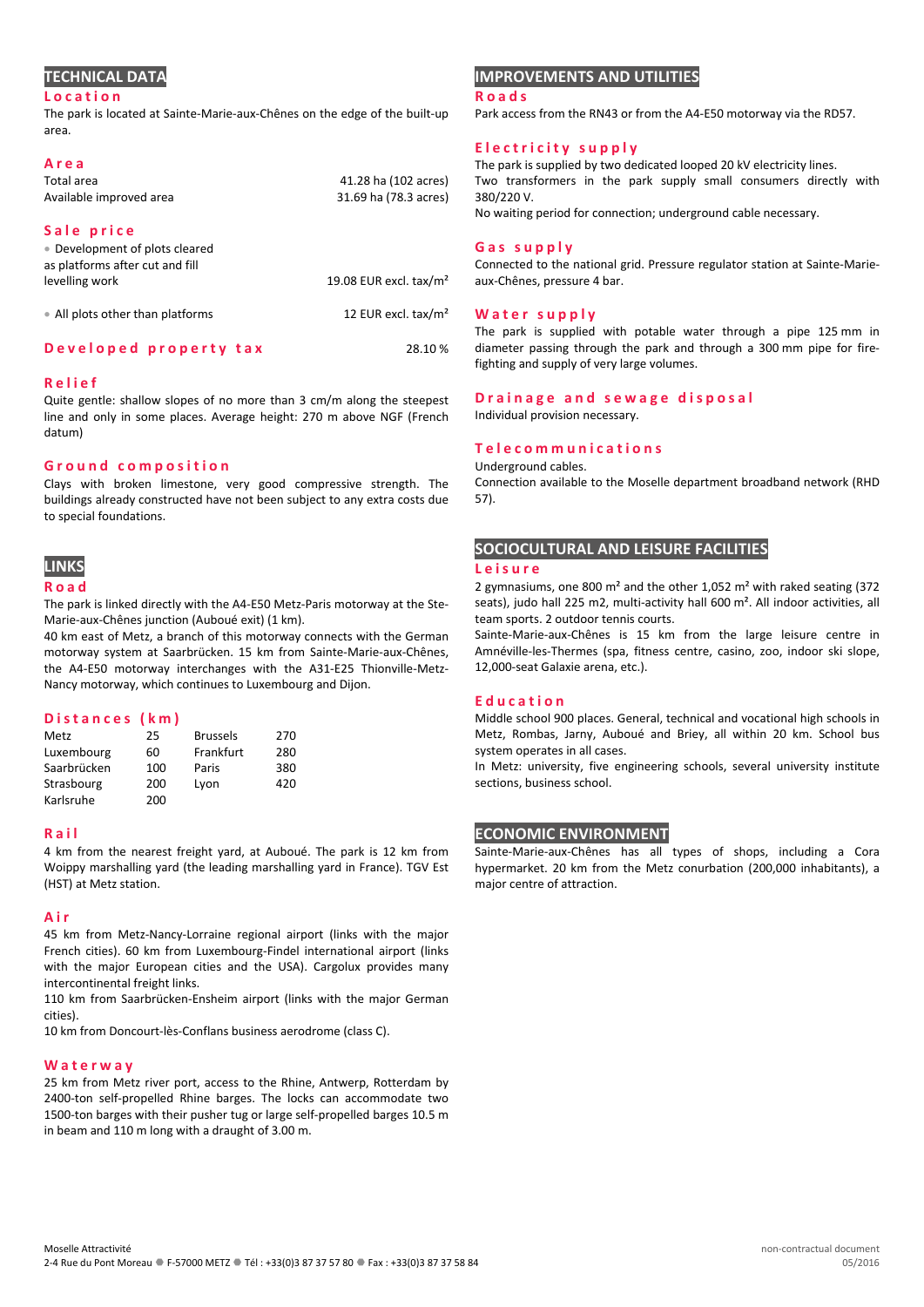## TECHNICAL DATA

### Location

The park is located at Sainte-Marie-aux-Chênes on the edge of the built-up area.

### Area

| | |
|---|---|
| Total area | 41.28 ha (102 acres) |
| Available improved area | 31.69 ha (78.3 acres) |

### Sale price

- Development of plots cleared as platforms after cut and fill levelling work — 19.08 EUR excl. tax/m²
- All plots other than platforms — 12 EUR excl. tax/m²

### Developed property tax

28.10 %

### Relief

Quite gentle: shallow slopes of no more than 3 cm/m along the steepest line and only in some places. Average height: 270 m above NGF (French datum)

### Ground composition

Clays with broken limestone, very good compressive strength. The buildings already constructed have not been subject to any extra costs due to special foundations.

## LINKS

### Road

The park is linked directly with the A4-E50 Metz-Paris motorway at the Ste-Marie-aux-Chênes junction (Auboué exit) (1 km).

40 km east of Metz, a branch of this motorway connects with the German motorway system at Saarbrücken. 15 km from Sainte-Marie-aux-Chênes, the A4-E50 motorway interchanges with the A31-E25 Thionville-Metz-Nancy motorway, which continues to Luxembourg and Dijon.

### Distances (km)

| | | | |
|---|---|---|---|
| Metz | 25 | Brussels | 270 |
| Luxembourg | 60 | Frankfurt | 280 |
| Saarbrücken | 100 | Paris | 380 |
| Strasbourg | 200 | Lyon | 420 |
| Karlsruhe | 200 | | |

### Rail

4 km from the nearest freight yard, at Auboué. The park is 12 km from Woippy marshalling yard (the leading marshalling yard in France). TGV Est (HST) at Metz station.

### Air

45 km from Metz-Nancy-Lorraine regional airport (links with the major French cities). 60 km from Luxembourg-Findel international airport (links with the major European cities and the USA). Cargolux provides many intercontinental freight links.

110 km from Saarbrücken-Ensheim airport (links with the major German cities).

10 km from Doncourt-lès-Conflans business aerodrome (class C).

### Waterway

25 km from Metz river port, access to the Rhine, Antwerp, Rotterdam by 2400-ton self-propelled Rhine barges. The locks can accommodate two 1500-ton barges with their pusher tug or large self-propelled barges 10.5 m in beam and 110 m long with a draught of 3.00 m.

## IMPROVEMENTS AND UTILITIES

### Roads

Park access from the RN43 or from the A4-E50 motorway via the RD57.

### Electricity supply

The park is supplied by two dedicated looped 20 kV electricity lines.

Two transformers in the park supply small consumers directly with 380/220 V.

No waiting period for connection; underground cable necessary.

### Gas supply

Connected to the national grid. Pressure regulator station at Sainte-Marie-aux-Chênes, pressure 4 bar.

### Water supply

The park is supplied with potable water through a pipe 125 mm in diameter passing through the park and through a 300 mm pipe for fire-fighting and supply of very large volumes.

### Drainage and sewage disposal

Individual provision necessary.

### Telecommunications

Underground cables.

Connection available to the Moselle department broadband network (RHD 57).

## SOCIOCULTURAL AND LEISURE FACILITIES

### Leisure

2 gymnasiums, one 800 m² and the other 1,052 m² with raked seating (372 seats), judo hall 225 m2, multi-activity hall 600 m². All indoor activities, all team sports. 2 outdoor tennis courts.

Sainte-Marie-aux-Chênes is 15 km from the large leisure centre in Amnéville-les-Thermes (spa, fitness centre, casino, zoo, indoor ski slope, 12,000-seat Galaxie arena, etc.).

### Education

Middle school 900 places. General, technical and vocational high schools in Metz, Rombas, Jarny, Auboué and Briey, all within 20 km. School bus system operates in all cases.

In Metz: university, five engineering schools, several university institute sections, business school.

## ECONOMIC ENVIRONMENT

Sainte-Marie-aux-Chênes has all types of shops, including a Cora hypermarket. 20 km from the Metz conurbation (200,000 inhabitants), a major centre of attraction.

Moselle Attractivité
2-4 Rue du Pont Moreau ● F-57000 METZ ● Tél : +33(0)3 87 37 57 80 ● Fax : +33(0)3 87 37 58 84

non-contractual document
05/2016